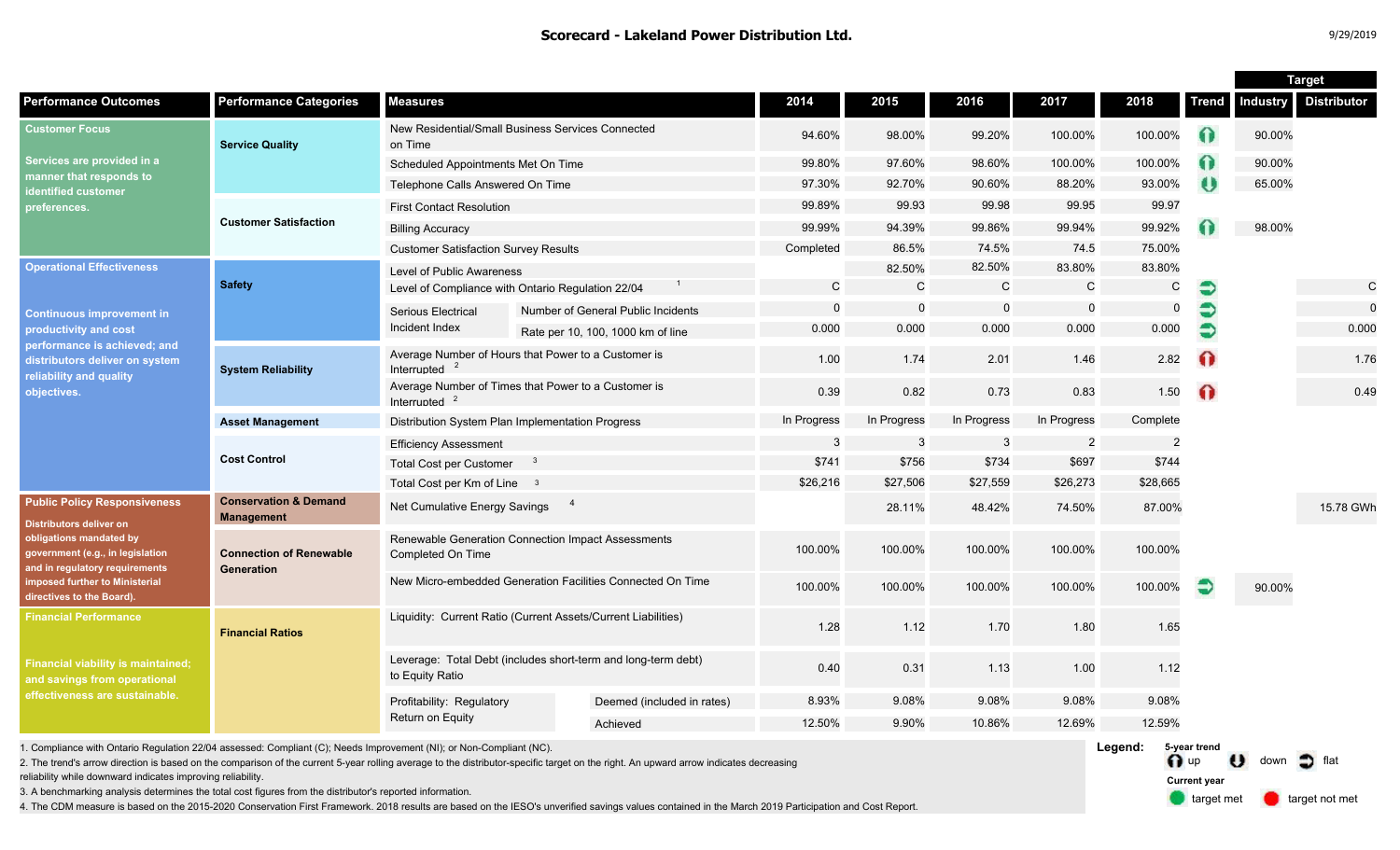# Scorecard - Lakeland Power Distribution Ltd.

9/29/2019

| Performance Outcomes | Performance Categories | Measures | | 2014 | 2015 | 2016 | 2017 | 2018 | Trend | Target Industry | Target Distributor |
|---|---|---|---|---|---|---|---|---|---|---|---|
| **Customer Focus** Services are provided in a manner that responds to identified customer preferences. | Service Quality | New Residential/Small Business Services Connected on Time | | 94.60% | 98.00% | 99.20% | 100.00% | 100.00% | up (target met) | 90.00% | |
| | | Scheduled Appointments Met On Time | | 99.80% | 97.60% | 98.60% | 100.00% | 100.00% | up (target met) | 90.00% | |
| | | Telephone Calls Answered On Time | | 97.30% | 92.70% | 90.60% | 88.20% | 93.00% | down (target met) | 65.00% | |
| | Customer Satisfaction | First Contact Resolution | | 99.89% | 99.93 | 99.98 | 99.95 | 99.97 | | | |
| | | Billing Accuracy | | 99.99% | 94.39% | 99.86% | 99.94% | 99.92% | up (target met) | 98.00% | |
| | | Customer Satisfaction Survey Results | | Completed | 86.5% | 74.5% | 74.5 | 75.00% | | | |
| **Operational Effectiveness** Continuous improvement in productivity and cost performance is achieved; and distributors deliver on system reliability and quality objectives. | Safety | Level of Public Awareness | | | 82.50% | 82.50% | 83.80% | 83.80% | | | |
| | | Level of Compliance with Ontario Regulation 22/04 [1] | | C | C | C | C | C | flat (target met) | | C |
| | | Serious Electrical Incident Index | Number of General Public Incidents | 0 | 0 | 0 | 0 | 0 | flat (target met) | | 0 |
| | | | Rate per 10, 100, 1000 km of line | 0.000 | 0.000 | 0.000 | 0.000 | 0.000 | flat (target met) | | 0.000 |
| | System Reliability | Average Number of Hours that Power to a Customer is Interrupted [2] | | 1.00 | 1.74 | 2.01 | 1.46 | 2.82 | up (target not met) | | 1.76 |
| | | Average Number of Times that Power to a Customer is Interrupted [2] | | 0.39 | 0.82 | 0.73 | 0.83 | 1.50 | up (target not met) | | 0.49 |
| | Asset Management | Distribution System Plan Implementation Progress | | In Progress | In Progress | In Progress | In Progress | Complete | | | |
| | Cost Control | Efficiency Assessment | | 3 | 3 | 3 | 2 | 2 | | | |
| | | Total Cost per Customer [3] | | $741 | $756 | $734 | $697 | $744 | | | |
| | | Total Cost per Km of Line [3] | | $26,216 | $27,506 | $27,559 | $26,273 | $28,665 | | | |
| **Public Policy Responsiveness** Distributors deliver on obligations mandated by government (e.g., in legislation and in regulatory requirements imposed further to Ministerial directives to the Board). | Conservation & Demand Management | Net Cumulative Energy Savings [4] | | | 28.11% | 48.42% | 74.50% | 87.00% | | | 15.78 GWh |
| | Connection of Renewable Generation | Renewable Generation Connection Impact Assessments Completed On Time | | 100.00% | 100.00% | 100.00% | 100.00% | 100.00% | | | |
| | | New Micro-embedded Generation Facilities Connected On Time | | 100.00% | 100.00% | 100.00% | 100.00% | 100.00% | flat (target met) | 90.00% | |
| **Financial Performance** Financial viability is maintained; and savings from operational effectiveness are sustainable. | Financial Ratios | Liquidity: Current Ratio (Current Assets/Current Liabilities) | | 1.28 | 1.12 | 1.70 | 1.80 | 1.65 | | | |
| | | Leverage: Total Debt (includes short-term and long-term debt) to Equity Ratio | | 0.40 | 0.31 | 1.13 | 1.00 | 1.12 | | | |
| | | Profitability: Regulatory Return on Equity | Deemed (included in rates) | 8.93% | 9.08% | 9.08% | 9.08% | 9.08% | | | |
| | | | Achieved | 12.50% | 9.90% | 10.86% | 12.69% | 12.59% | | | |

1. Compliance with Ontario Regulation 22/04 assessed: Compliant (C); Needs Improvement (NI); or Non-Compliant (NC).
2. The trend's arrow direction is based on the comparison of the current 5-year rolling average to the distributor-specific target on the right. An upward arrow indicates decreasing reliability while downward indicates improving reliability.
3. A benchmarking analysis determines the total cost figures from the distributor's reported information.
4. The CDM measure is based on the 2015-2020 Conservation First Framework. 2018 results are based on the IESO's unverified savings values contained in the March 2019 Participation and Cost Report.

**Legend:** 5-year trend: up, down, flat. Current year: target met, target not met.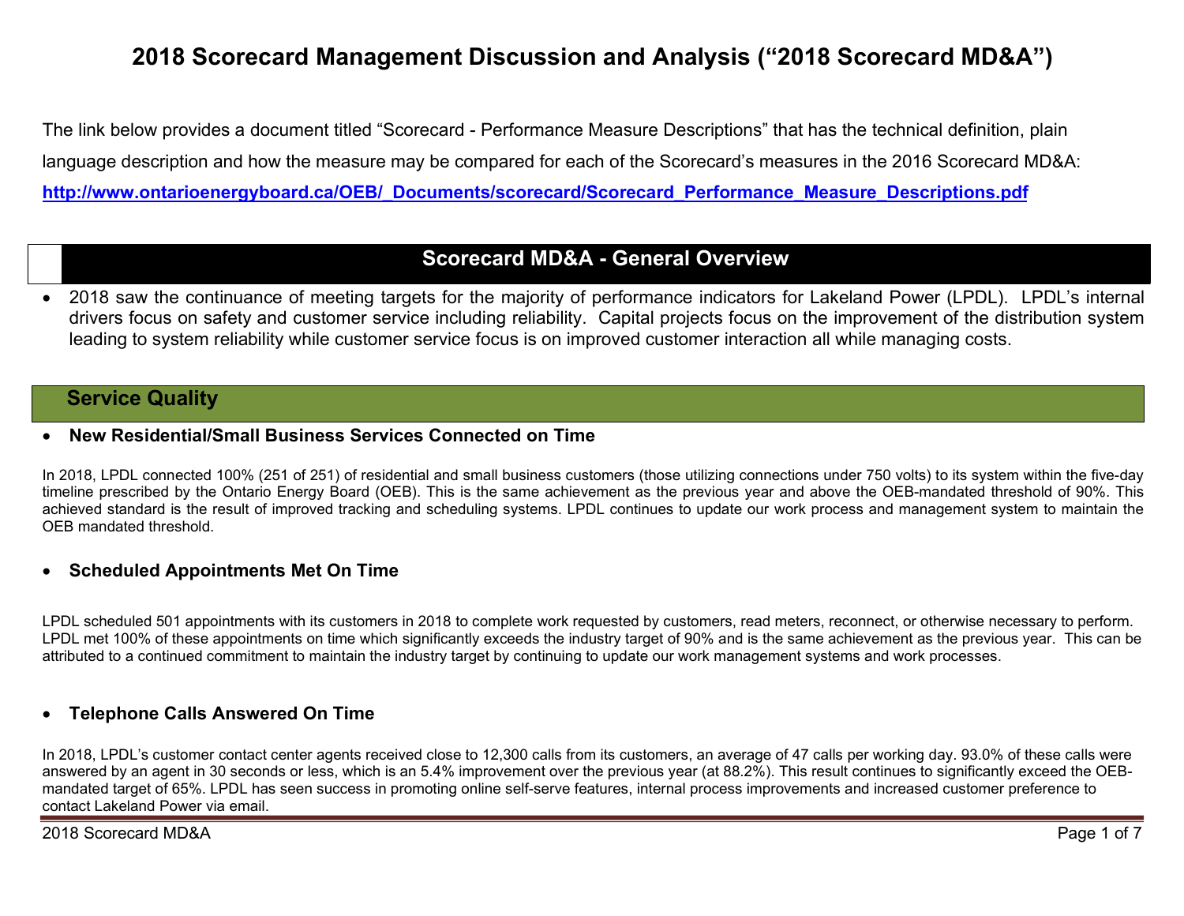# 2018 Scorecard Management Discussion and Analysis ("2018 Scorecard MD&A")

The link below provides a document titled "Scorecard - Performance Measure Descriptions" that has the technical definition, plain language description and how the measure may be compared for each of the Scorecard's measures in the 2016 Scorecard MD&A:

**http://www.ontarioenergyboard.ca/OEB/_Documents/scorecard/Scorecard_Performance_Measure_Descriptions.pdf**

## Scorecard MD&A - General Overview

- 2018 saw the continuance of meeting targets for the majority of performance indicators for Lakeland Power (LPDL). LPDL's internal drivers focus on safety and customer service including reliability. Capital projects focus on the improvement of the distribution system leading to system reliability while customer service focus is on improved customer interaction all while managing costs.

## Service Quality

- **New Residential/Small Business Services Connected on Time**

In 2018, LPDL connected 100% (251 of 251) of residential and small business customers (those utilizing connections under 750 volts) to its system within the five-day timeline prescribed by the Ontario Energy Board (OEB). This is the same achievement as the previous year and above the OEB-mandated threshold of 90%. This achieved standard is the result of improved tracking and scheduling systems. LPDL continues to update our work process and management system to maintain the OEB mandated threshold.

- **Scheduled Appointments Met On Time**

LPDL scheduled 501 appointments with its customers in 2018 to complete work requested by customers, read meters, reconnect, or otherwise necessary to perform. LPDL met 100% of these appointments on time which significantly exceeds the industry target of 90% and is the same achievement as the previous year. This can be attributed to a continued commitment to maintain the industry target by continuing to update our work management systems and work processes.

- **Telephone Calls Answered On Time**

In 2018, LPDL's customer contact center agents received close to 12,300 calls from its customers, an average of 47 calls per working day. 93.0% of these calls were answered by an agent in 30 seconds or less, which is an 5.4% improvement over the previous year (at 88.2%). This result continues to significantly exceed the OEB-mandated target of 65%. LPDL has seen success in promoting online self-serve features, internal process improvements and increased customer preference to contact Lakeland Power via email.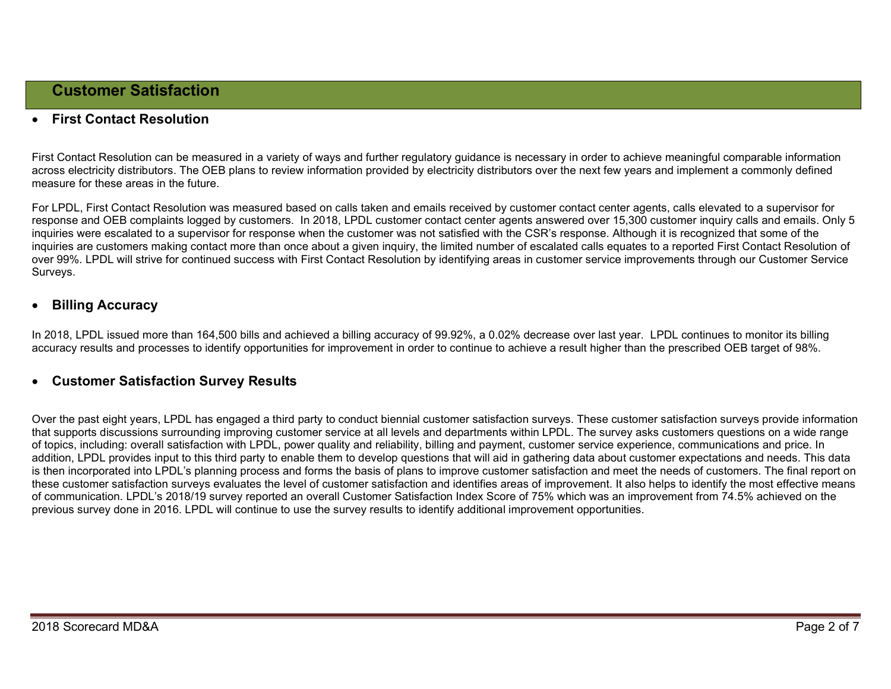## Customer Satisfaction

- **First Contact Resolution**

First Contact Resolution can be measured in a variety of ways and further regulatory guidance is necessary in order to achieve meaningful comparable information across electricity distributors. The OEB plans to review information provided by electricity distributors over the next few years and implement a commonly defined measure for these areas in the future.

For LPDL, First Contact Resolution was measured based on calls taken and emails received by customer contact center agents, calls elevated to a supervisor for response and OEB complaints logged by customers. In 2018, LPDL customer contact center agents answered over 15,300 customer inquiry calls and emails. Only 5 inquiries were escalated to a supervisor for response when the customer was not satisfied with the CSR's response. Although it is recognized that some of the inquiries are customers making contact more than once about a given inquiry, the limited number of escalated calls equates to a reported First Contact Resolution of over 99%. LPDL will strive for continued success with First Contact Resolution by identifying areas in customer service improvements through our Customer Service Surveys.

- **Billing Accuracy**

In 2018, LPDL issued more than 164,500 bills and achieved a billing accuracy of 99.92%, a 0.02% decrease over last year. LPDL continues to monitor its billing accuracy results and processes to identify opportunities for improvement in order to continue to achieve a result higher than the prescribed OEB target of 98%.

- **Customer Satisfaction Survey Results**

Over the past eight years, LPDL has engaged a third party to conduct biennial customer satisfaction surveys. These customer satisfaction surveys provide information that supports discussions surrounding improving customer service at all levels and departments within LPDL. The survey asks customers questions on a wide range of topics, including: overall satisfaction with LPDL, power quality and reliability, billing and payment, customer service experience, communications and price. In addition, LPDL provides input to this third party to enable them to develop questions that will aid in gathering data about customer expectations and needs. This data is then incorporated into LPDL's planning process and forms the basis of plans to improve customer satisfaction and meet the needs of customers. The final report on these customer satisfaction surveys evaluates the level of customer satisfaction and identifies areas of improvement. It also helps to identify the most effective means of communication. LPDL's 2018/19 survey reported an overall Customer Satisfaction Index Score of 75% which was an improvement from 74.5% achieved on the previous survey done in 2016. LPDL will continue to use the survey results to identify additional improvement opportunities.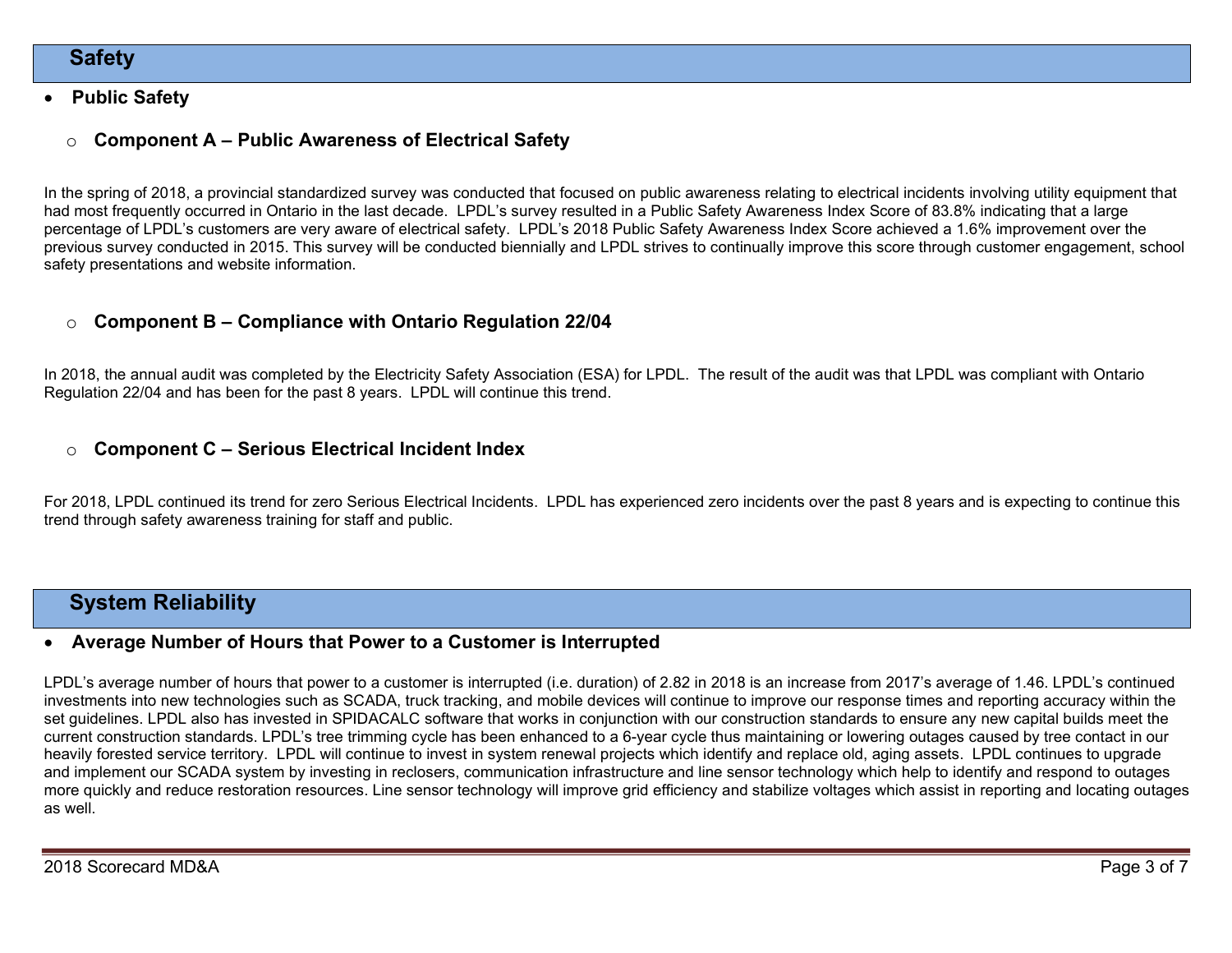## Safety

- **Public Safety**

### Component A – Public Awareness of Electrical Safety

In the spring of 2018, a provincial standardized survey was conducted that focused on public awareness relating to electrical incidents involving utility equipment that had most frequently occurred in Ontario in the last decade. LPDL's survey resulted in a Public Safety Awareness Index Score of 83.8% indicating that a large percentage of LPDL's customers are very aware of electrical safety. LPDL's 2018 Public Safety Awareness Index Score achieved a 1.6% improvement over the previous survey conducted in 2015. This survey will be conducted biennially and LPDL strives to continually improve this score through customer engagement, school safety presentations and website information.

### Component B – Compliance with Ontario Regulation 22/04

In 2018, the annual audit was completed by the Electricity Safety Association (ESA) for LPDL. The result of the audit was that LPDL was compliant with Ontario Regulation 22/04 and has been for the past 8 years. LPDL will continue this trend.

### Component C – Serious Electrical Incident Index

For 2018, LPDL continued its trend for zero Serious Electrical Incidents. LPDL has experienced zero incidents over the past 8 years and is expecting to continue this trend through safety awareness training for staff and public.

## System Reliability

- **Average Number of Hours that Power to a Customer is Interrupted**

LPDL's average number of hours that power to a customer is interrupted (i.e. duration) of 2.82 in 2018 is an increase from 2017's average of 1.46. LPDL's continued investments into new technologies such as SCADA, truck tracking, and mobile devices will continue to improve our response times and reporting accuracy within the set guidelines. LPDL also has invested in SPIDACALC software that works in conjunction with our construction standards to ensure any new capital builds meet the current construction standards. LPDL's tree trimming cycle has been enhanced to a 6-year cycle thus maintaining or lowering outages caused by tree contact in our heavily forested service territory. LPDL will continue to invest in system renewal projects which identify and replace old, aging assets. LPDL continues to upgrade and implement our SCADA system by investing in reclosers, communication infrastructure and line sensor technology which help to identify and respond to outages more quickly and reduce restoration resources. Line sensor technology will improve grid efficiency and stabilize voltages which assist in reporting and locating outages as well.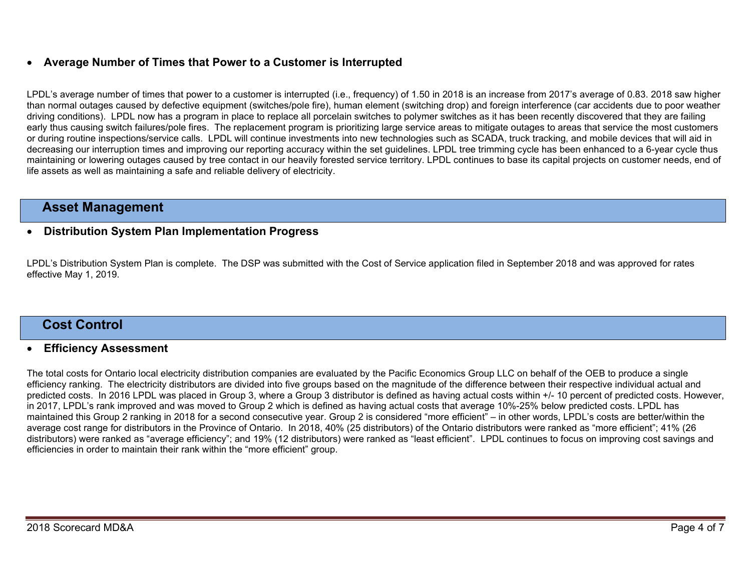- **Average Number of Times that Power to a Customer is Interrupted**

LPDL's average number of times that power to a customer is interrupted (i.e., frequency) of 1.50 in 2018 is an increase from 2017's average of 0.83. 2018 saw higher than normal outages caused by defective equipment (switches/pole fire), human element (switching drop) and foreign interference (car accidents due to poor weather driving conditions). LPDL now has a program in place to replace all porcelain switches to polymer switches as it has been recently discovered that they are failing early thus causing switch failures/pole fires. The replacement program is prioritizing large service areas to mitigate outages to areas that service the most customers or during routine inspections/service calls. LPDL will continue investments into new technologies such as SCADA, truck tracking, and mobile devices that will aid in decreasing our interruption times and improving our reporting accuracy within the set guidelines. LPDL tree trimming cycle has been enhanced to a 6-year cycle thus maintaining or lowering outages caused by tree contact in our heavily forested service territory. LPDL continues to base its capital projects on customer needs, end of life assets as well as maintaining a safe and reliable delivery of electricity.

## Asset Management

- **Distribution System Plan Implementation Progress**

LPDL's Distribution System Plan is complete. The DSP was submitted with the Cost of Service application filed in September 2018 and was approved for rates effective May 1, 2019.

## Cost Control

- **Efficiency Assessment**

The total costs for Ontario local electricity distribution companies are evaluated by the Pacific Economics Group LLC on behalf of the OEB to produce a single efficiency ranking. The electricity distributors are divided into five groups based on the magnitude of the difference between their respective individual actual and predicted costs. In 2016 LPDL was placed in Group 3, where a Group 3 distributor is defined as having actual costs within +/- 10 percent of predicted costs. However, in 2017, LPDL's rank improved and was moved to Group 2 which is defined as having actual costs that average 10%-25% below predicted costs. LPDL has maintained this Group 2 ranking in 2018 for a second consecutive year. Group 2 is considered "more efficient" – in other words, LPDL's costs are better/within the average cost range for distributors in the Province of Ontario. In 2018, 40% (25 distributors) of the Ontario distributors were ranked as "more efficient"; 41% (26 distributors) were ranked as "average efficiency"; and 19% (12 distributors) were ranked as "least efficient". LPDL continues to focus on improving cost savings and efficiencies in order to maintain their rank within the "more efficient" group.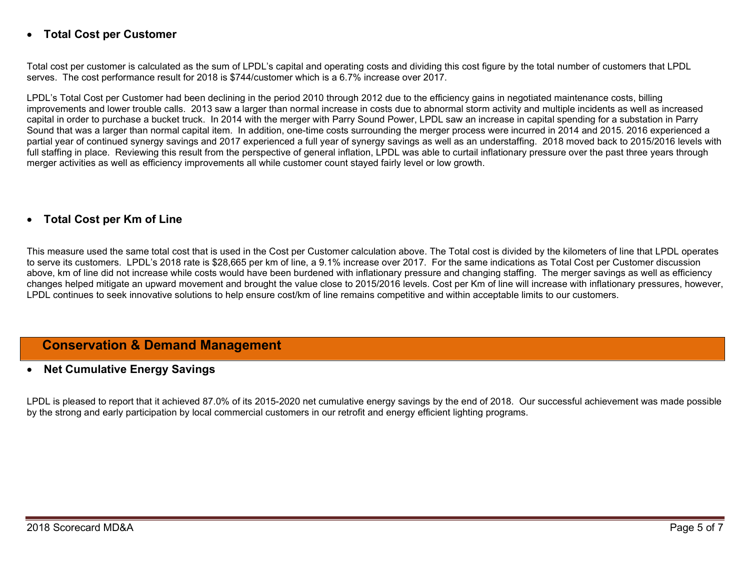- **Total Cost per Customer**

Total cost per customer is calculated as the sum of LPDL's capital and operating costs and dividing this cost figure by the total number of customers that LPDL serves. The cost performance result for 2018 is $744/customer which is a 6.7% increase over 2017.

LPDL's Total Cost per Customer had been declining in the period 2010 through 2012 due to the efficiency gains in negotiated maintenance costs, billing improvements and lower trouble calls. 2013 saw a larger than normal increase in costs due to abnormal storm activity and multiple incidents as well as increased capital in order to purchase a bucket truck. In 2014 with the merger with Parry Sound Power, LPDL saw an increase in capital spending for a substation in Parry Sound that was a larger than normal capital item. In addition, one-time costs surrounding the merger process were incurred in 2014 and 2015. 2016 experienced a partial year of continued synergy savings and 2017 experienced a full year of synergy savings as well as an understaffing. 2018 moved back to 2015/2016 levels with full staffing in place. Reviewing this result from the perspective of general inflation, LPDL was able to curtail inflationary pressure over the past three years through merger activities as well as efficiency improvements all while customer count stayed fairly level or low growth.

- **Total Cost per Km of Line**

This measure used the same total cost that is used in the Cost per Customer calculation above. The Total cost is divided by the kilometers of line that LPDL operates to serve its customers. LPDL's 2018 rate is $28,665 per km of line, a 9.1% increase over 2017. For the same indications as Total Cost per Customer discussion above, km of line did not increase while costs would have been burdened with inflationary pressure and changing staffing. The merger savings as well as efficiency changes helped mitigate an upward movement and brought the value close to 2015/2016 levels. Cost per Km of line will increase with inflationary pressures, however, LPDL continues to seek innovative solutions to help ensure cost/km of line remains competitive and within acceptable limits to our customers.

## Conservation & Demand Management

- **Net Cumulative Energy Savings**

LPDL is pleased to report that it achieved 87.0% of its 2015-2020 net cumulative energy savings by the end of 2018. Our successful achievement was made possible by the strong and early participation by local commercial customers in our retrofit and energy efficient lighting programs.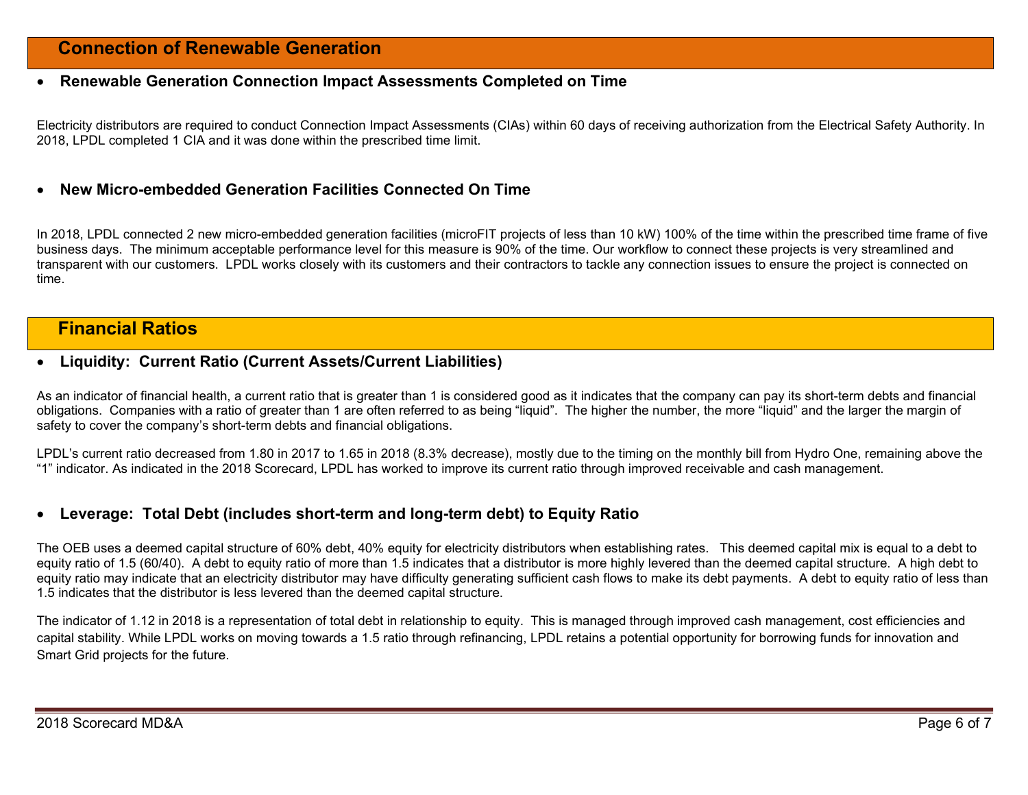## Connection of Renewable Generation

- **Renewable Generation Connection Impact Assessments Completed on Time**

Electricity distributors are required to conduct Connection Impact Assessments (CIAs) within 60 days of receiving authorization from the Electrical Safety Authority. In 2018, LPDL completed 1 CIA and it was done within the prescribed time limit.

- **New Micro-embedded Generation Facilities Connected On Time**

In 2018, LPDL connected 2 new micro-embedded generation facilities (microFIT projects of less than 10 kW) 100% of the time within the prescribed time frame of five business days. The minimum acceptable performance level for this measure is 90% of the time. Our workflow to connect these projects is very streamlined and transparent with our customers. LPDL works closely with its customers and their contractors to tackle any connection issues to ensure the project is connected on time.

## Financial Ratios

- **Liquidity: Current Ratio (Current Assets/Current Liabilities)**

As an indicator of financial health, a current ratio that is greater than 1 is considered good as it indicates that the company can pay its short-term debts and financial obligations. Companies with a ratio of greater than 1 are often referred to as being "liquid". The higher the number, the more "liquid" and the larger the margin of safety to cover the company's short-term debts and financial obligations.

LPDL's current ratio decreased from 1.80 in 2017 to 1.65 in 2018 (8.3% decrease), mostly due to the timing on the monthly bill from Hydro One, remaining above the "1" indicator. As indicated in the 2018 Scorecard, LPDL has worked to improve its current ratio through improved receivable and cash management.

- **Leverage: Total Debt (includes short-term and long-term debt) to Equity Ratio**

The OEB uses a deemed capital structure of 60% debt, 40% equity for electricity distributors when establishing rates. This deemed capital mix is equal to a debt to equity ratio of 1.5 (60/40). A debt to equity ratio of more than 1.5 indicates that a distributor is more highly levered than the deemed capital structure. A high debt to equity ratio may indicate that an electricity distributor may have difficulty generating sufficient cash flows to make its debt payments. A debt to equity ratio of less than 1.5 indicates that the distributor is less levered than the deemed capital structure.

The indicator of 1.12 in 2018 is a representation of total debt in relationship to equity. This is managed through improved cash management, cost efficiencies and capital stability. While LPDL works on moving towards a 1.5 ratio through refinancing, LPDL retains a potential opportunity for borrowing funds for innovation and Smart Grid projects for the future.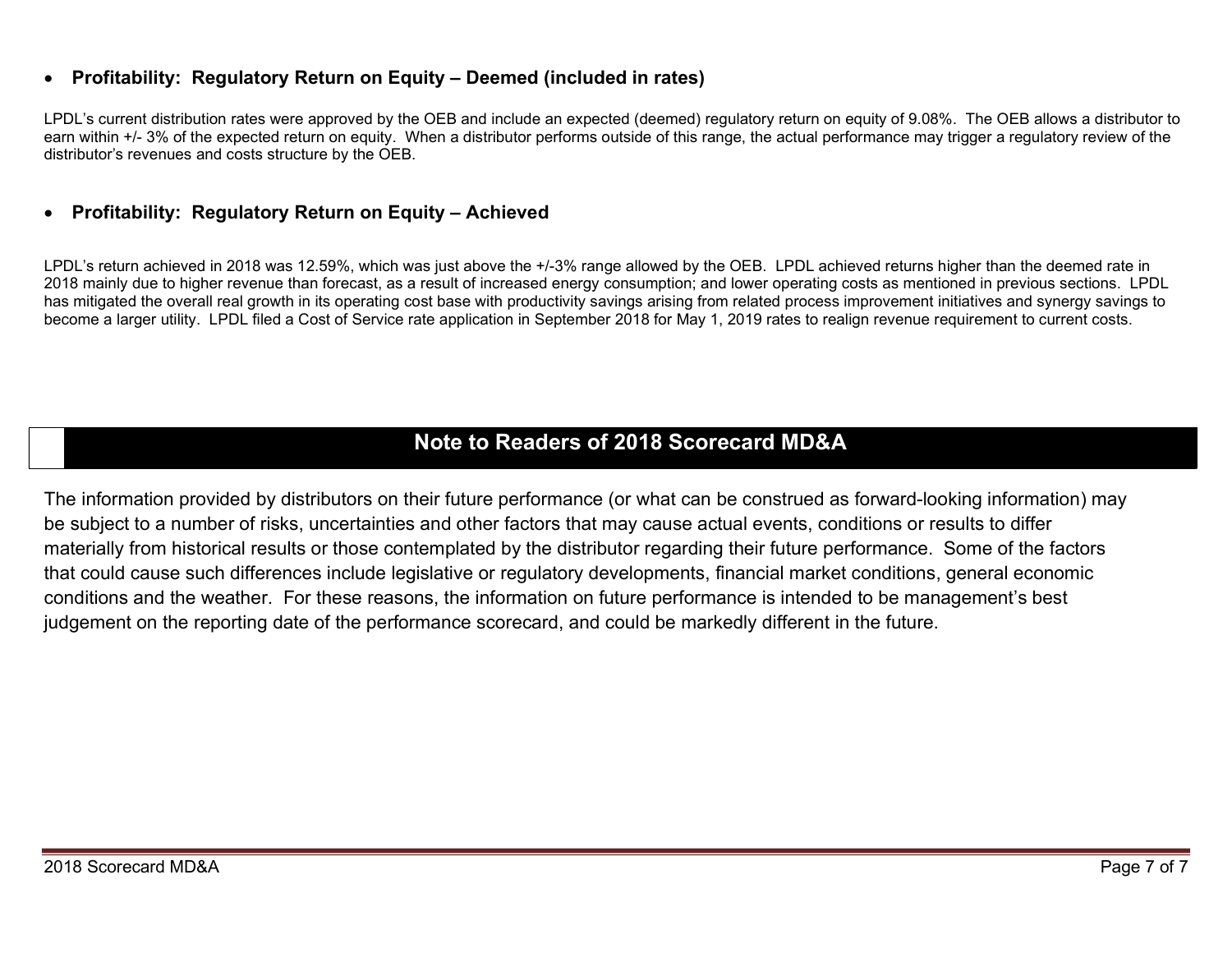- **Profitability: Regulatory Return on Equity – Deemed (included in rates)**

LPDL's current distribution rates were approved by the OEB and include an expected (deemed) regulatory return on equity of 9.08%. The OEB allows a distributor to earn within +/- 3% of the expected return on equity. When a distributor performs outside of this range, the actual performance may trigger a regulatory review of the distributor's revenues and costs structure by the OEB.

- **Profitability: Regulatory Return on Equity – Achieved**

LPDL's return achieved in 2018 was 12.59%, which was just above the +/-3% range allowed by the OEB. LPDL achieved returns higher than the deemed rate in 2018 mainly due to higher revenue than forecast, as a result of increased energy consumption; and lower operating costs as mentioned in previous sections. LPDL has mitigated the overall real growth in its operating cost base with productivity savings arising from related process improvement initiatives and synergy savings to become a larger utility. LPDL filed a Cost of Service rate application in September 2018 for May 1, 2019 rates to realign revenue requirement to current costs.

## Note to Readers of 2018 Scorecard MD&A

The information provided by distributors on their future performance (or what can be construed as forward-looking information) may be subject to a number of risks, uncertainties and other factors that may cause actual events, conditions or results to differ materially from historical results or those contemplated by the distributor regarding their future performance. Some of the factors that could cause such differences include legislative or regulatory developments, financial market conditions, general economic conditions and the weather. For these reasons, the information on future performance is intended to be management's best judgement on the reporting date of the performance scorecard, and could be markedly different in the future.